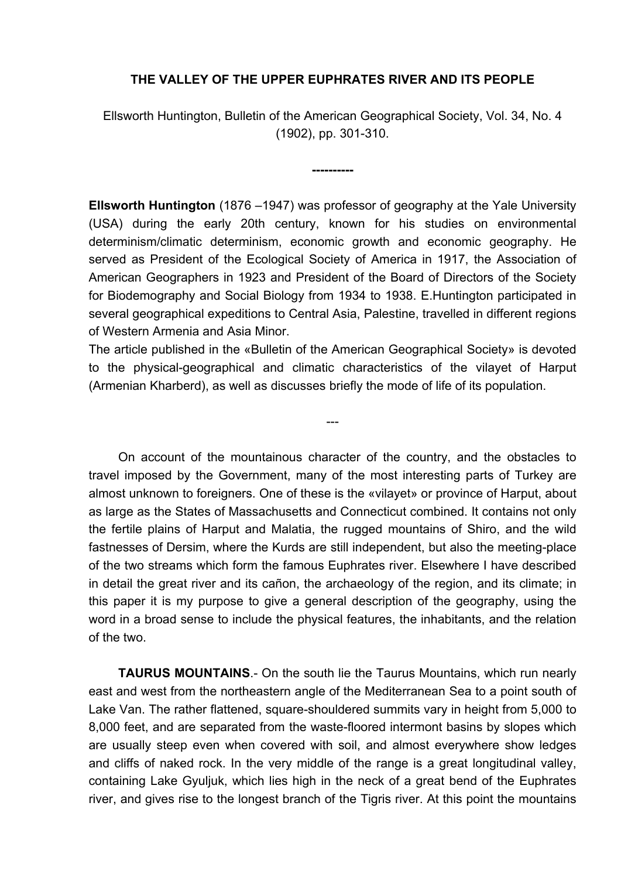**THE VALLEY OF THE UPPER EUPHRATES RIVER AND ITS PEOPLE**

Ellsworth Huntington, Bulletin of the American Geographical Society, Vol. 34, No. 4 (1902), pp. 301-310.

**----------**

**Ellsworth Huntington** (1876 –1947) was professor of geography at the Yale University (USA) during the early 20th century, known for his studies on environmental determinism/climatic determinism, economic growth and economic geography. He served as President of the Ecological Society of America in 1917, the Association of American Geographers in 1923 and President of the Board of Directors of the Society for Biodemography and Social Biology from 1934 to 1938. E.Huntington participated in several geographical expeditions to Central Asia, Palestine, travelled in different regions of Western Armenia and Asia Minor.

The article published in the «Bulletin of the American Geographical Society» is devoted to the physical-geographical and climatic characteristics of the vilayet of Harput (Armenian Kharberd), as well as discusses briefly the mode of life of its population.

---

On account of the mountainous character of the country, and the obstacles to travel imposed by the Government, many of the most interesting parts of Turkey are almost unknown to foreigners. One of these is the «vilayet» or province of Harput, about as large as the States of Massachusetts and Connecticut combined. It contains not only the fertile plains of Harput and Malatia, the rugged mountains of Shiro, and the wild fastnesses of Dersim, where the Kurds are still independent, but also the meeting-place of the two streams which form the famous Euphrates river. Elsewhere I have described in detail the great river and its cañon, the archaeology of the region, and its climate; in this paper it is my purpose to give a general description of the geography, using the word in a broad sense to include the physical features, the inhabitants, and the relation of the two.

**TAURUS MOUNTAINS**.- On the south lie the Taurus Mountains, which run nearly east and west from the northeastern angle of the Mediterranean Sea to a point south of Lake Van. The rather flattened, square-shouldered summits vary in height from 5,000 to 8,000 feet, and are separated from the waste-floored intermont basins by slopes which are usually steep even when covered with soil, and almost everywhere show ledges and cliffs of naked rock. In the very middle of the range is a great longitudinal valley, containing Lake Gyuljuk, which lies high in the neck of a great bend of the Euphrates river, and gives rise to the longest branch of the Tigris river. At this point the mountains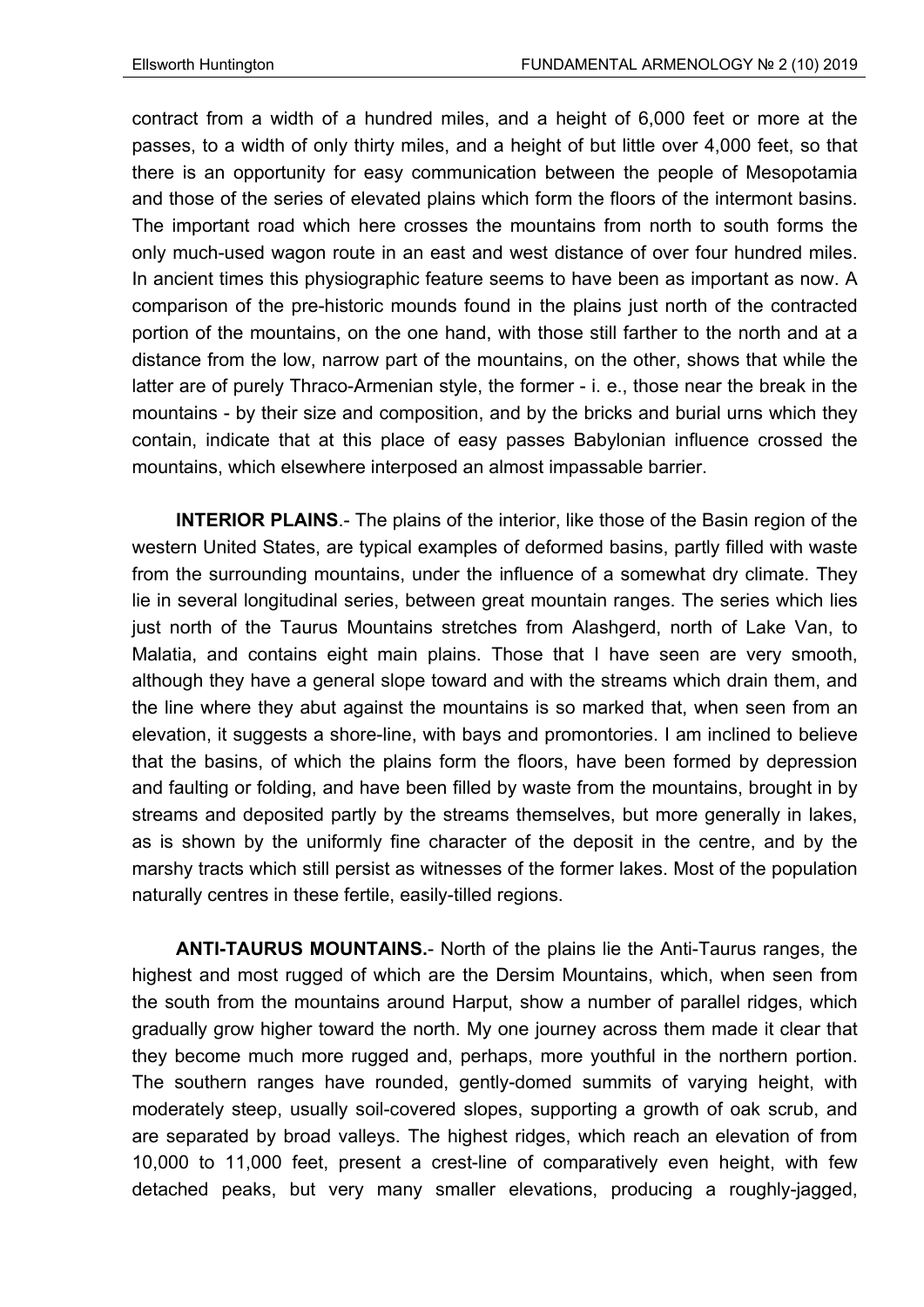contract from a width of a hundred miles, and a height of 6,000 feet or more at the passes, to a width of only thirty miles, and a height of but little over 4,000 feet, so that there is an opportunity for easy communication between the people of Mesopotamia and those of the series of elevated plains which form the floors of the intermont basins. The important road which here crosses the mountains from north to south forms the only much-used wagon route in an east and west distance of over four hundred miles. In ancient times this physiographic feature seems to have been as important as now. A comparison of the pre-historic mounds found in the plains just north of the contracted portion of the mountains, on the one hand, with those still farther to the north and at a distance from the low, narrow part of the mountains, on the other, shows that while the latter are of purely Thraco-Armenian style, the former - i. e., those near the break in the mountains - by their size and composition, and by the bricks and burial urns which they contain, indicate that at this place of easy passes Babylonian influence crossed the mountains, which elsewhere interposed an almost impassable barrier.

**INTERIOR PLAINS**.- The plains of the interior, like those of the Basin region of the western United States, are typical examples of deformed basins, partly filled with waste from the surrounding mountains, under the influence of a somewhat dry climate. They lie in several longitudinal series, between great mountain ranges. The series which lies just north of the Taurus Mountains stretches from Alashgerd, north of Lake Van, to Malatia, and contains eight main plains. Those that I have seen are very smooth, although they have a general slope toward and with the streams which drain them, and the line where they abut against the mountains is so marked that, when seen from an elevation, it suggests a shore-line, with bays and promontories. I am inclined to believe that the basins, of which the plains form the floors, have been formed by depression and faulting or folding, and have been filled by waste from the mountains, brought in by streams and deposited partly by the streams themselves, but more generally in lakes, as is shown by the uniformly fine character of the deposit in the centre, and by the marshy tracts which still persist as witnesses of the former lakes. Most of the population naturally centres in these fertile, easily-tilled regions.

**ANTI-TAURUS MOUNTAINS.**- North of the plains lie the Anti-Taurus ranges, the highest and most rugged of which are the Dersim Mountains, which, when seen from the south from the mountains around Harput, show a number of parallel ridges, which gradually grow higher toward the north. My one journey across them made it clear that they become much more rugged and, perhaps, more youthful in the northern portion. The southern ranges have rounded, gently-domed summits of varying height, with moderately steep, usually soil-covered slopes, supporting a growth of oak scrub, and are separated by broad valleys. The highest ridges, which reach an elevation of from 10,000 to 11,000 feet, present a crest-line of comparatively even height, with few detached peaks, but very many smaller elevations, producing a roughly-jagged,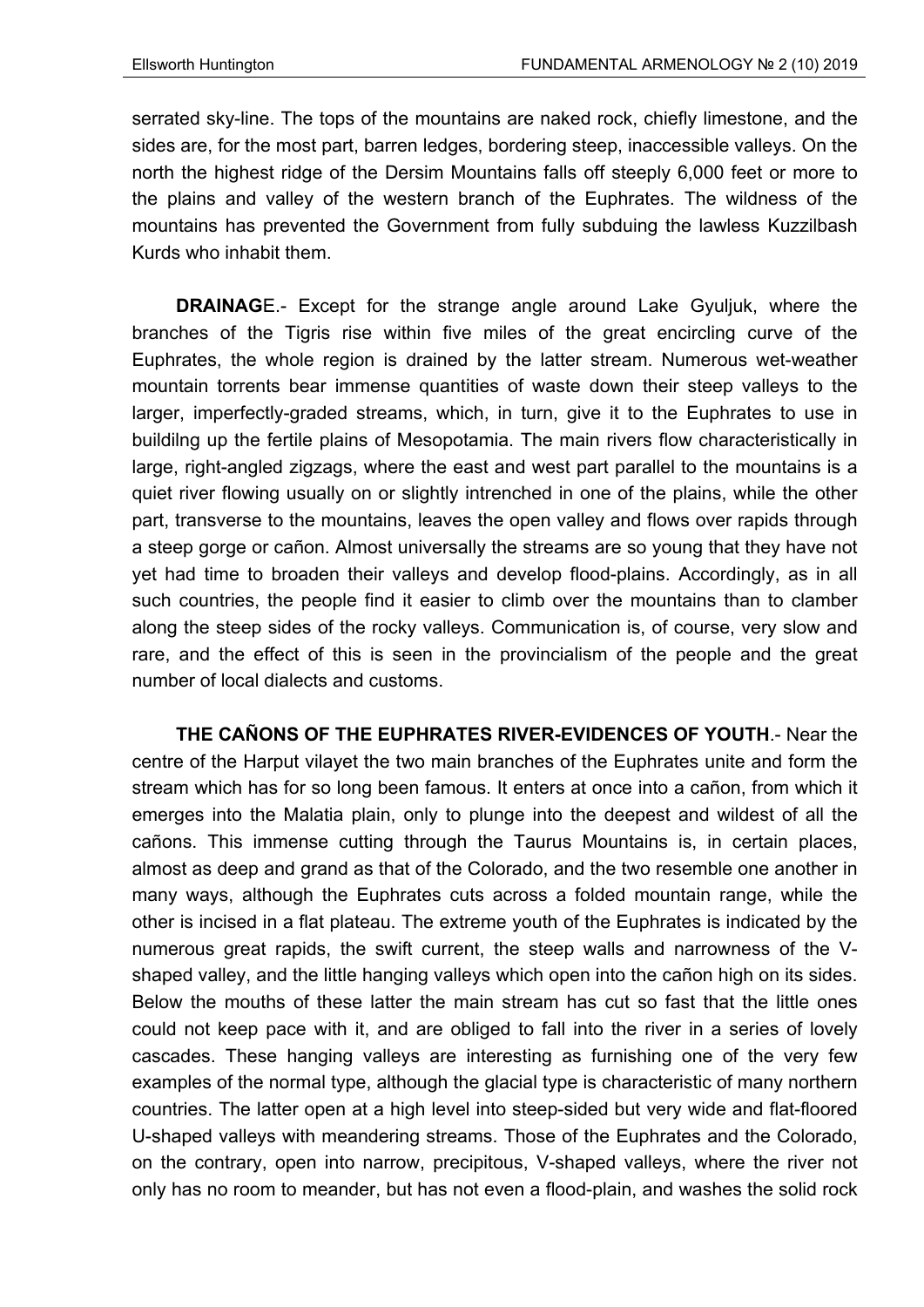serrated sky-line. The tops of the mountains are naked rock, chiefly limestone, and the sides are, for the most part, barren ledges, bordering steep, inaccessible valleys. On the north the highest ridge of the Dersim Mountains falls off steeply 6,000 feet or more to the plains and valley of the western branch of the Euphrates. The wildness of the mountains has prevented the Government from fully subduing the lawless Kuzzilbash Kurds who inhabit them.

**DRAINAG**E.- Except for the strange angle around Lake Gyuljuk, where the branches of the Tigris rise within five miles of the great encircling curve of the Euphrates, the whole region is drained by the latter stream. Numerous wet-weather mountain torrents bear immense quantities of waste down their steep valleys to the larger, imperfectly-graded streams, which, in turn, give it to the Euphrates to use in buildilng up the fertile plains of Mesopotamia. The main rivers flow characteristically in large, right-angled zigzags, where the east and west part parallel to the mountains is a quiet river flowing usually on or slightly intrenched in one of the plains, while the other part, transverse to the mountains, leaves the open valley and flows over rapids through a steep gorge or cañon. Almost universally the streams are so young that they have not yet had time to broaden their valleys and develop flood-plains. Accordingly, as in all such countries, the people find it easier to climb over the mountains than to clamber along the steep sides of the rocky valleys. Communication is, of course, very slow and rare, and the effect of this is seen in the provincialism of the people and the great number of local dialects and customs.

**THE CAÑONS OF THE EUPHRATES RIVER-EVIDENCES OF YOUTH**.- Near the centre of the Harput vilayet the two main branches of the Euphrates unite and form the stream which has for so long been famous. It enters at once into a cañon, from which it emerges into the Malatia plain, only to plunge into the deepest and wildest of all the cañons. This immense cutting through the Taurus Mountains is, in certain places, almost as deep and grand as that of the Colorado, and the two resemble one another in many ways, although the Euphrates cuts across a folded mountain range, while the other is incised in a flat plateau. The extreme youth of the Euphrates is indicated by the numerous great rapids, the swift current, the steep walls and narrowness of the V-shaped valley, and the little hanging valleys which open into the cañon high on its sides. Below the mouths of these latter the main stream has cut so fast that the little ones could not keep pace with it, and are obliged to fall into the river in a series of lovely cascades. These hanging valleys are interesting as furnishing one of the very few examples of the normal type, although the glacial type is characteristic of many northern countries. The latter open at a high level into steep-sided but very wide and flat-floored U-shaped valleys with meandering streams. Those of the Euphrates and the Colorado, on the contrary, open into narrow, precipitous, V-shaped valleys, where the river not only has no room to meander, but has not even a flood-plain, and washes the solid rock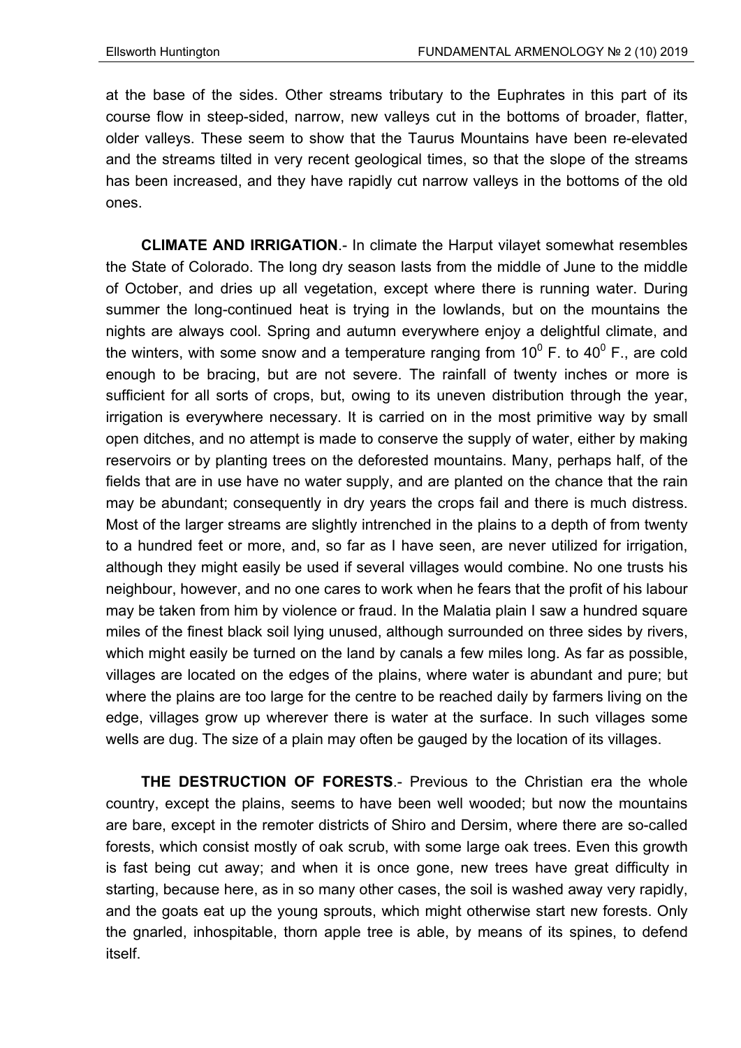at the base of the sides. Other streams tributary to the Euphrates in this part of its course flow in steep-sided, narrow, new valleys cut in the bottoms of broader, flatter, older valleys. These seem to show that the Taurus Mountains have been re-elevated and the streams tilted in very recent geological times, so that the slope of the streams has been increased, and they have rapidly cut narrow valleys in the bottoms of the old ones.

**CLIMATE AND IRRIGATION**.- In climate the Harput vilayet somewhat resembles the State of Colorado. The long dry season lasts from the middle of June to the middle of October, and dries up all vegetation, except where there is running water. During summer the long-continued heat is trying in the lowlands, but on the mountains the nights are always cool. Spring and autumn everywhere enjoy a delightful climate, and the winters, with some snow and a temperature ranging from $10^0$ F. to $40^0$ F., are cold enough to be bracing, but are not severe. The rainfall of twenty inches or more is sufficient for all sorts of crops, but, owing to its uneven distribution through the year, irrigation is everywhere necessary. It is carried on in the most primitive way by small open ditches, and no attempt is made to conserve the supply of water, either by making reservoirs or by planting trees on the deforested mountains. Many, perhaps half, of the fields that are in use have no water supply, and are planted on the chance that the rain may be abundant; consequently in dry years the crops fail and there is much distress. Most of the larger streams are slightly intrenched in the plains to a depth of from twenty to a hundred feet or more, and, so far as I have seen, are never utilized for irrigation, although they might easily be used if several villages would combine. No one trusts his neighbour, however, and no one cares to work when he fears that the profit of his labour may be taken from him by violence or fraud. In the Malatia plain I saw a hundred square miles of the finest black soil lying unused, although surrounded on three sides by rivers, which might easily be turned on the land by canals a few miles long. As far as possible, villages are located on the edges of the plains, where water is abundant and pure; but where the plains are too large for the centre to be reached daily by farmers living on the edge, villages grow up wherever there is water at the surface. In such villages some wells are dug. The size of a plain may often be gauged by the location of its villages.

**THE DESTRUCTION OF FORESTS**.- Previous to the Christian era the whole country, except the plains, seems to have been well wooded; but now the mountains are bare, except in the remoter districts of Shiro and Dersim, where there are so-called forests, which consist mostly of oak scrub, with some large oak trees. Even this growth is fast being cut away; and when it is once gone, new trees have great difficulty in starting, because here, as in so many other cases, the soil is washed away very rapidly, and the goats eat up the young sprouts, which might otherwise start new forests. Only the gnarled, inhospitable, thorn apple tree is able, by means of its spines, to defend itself.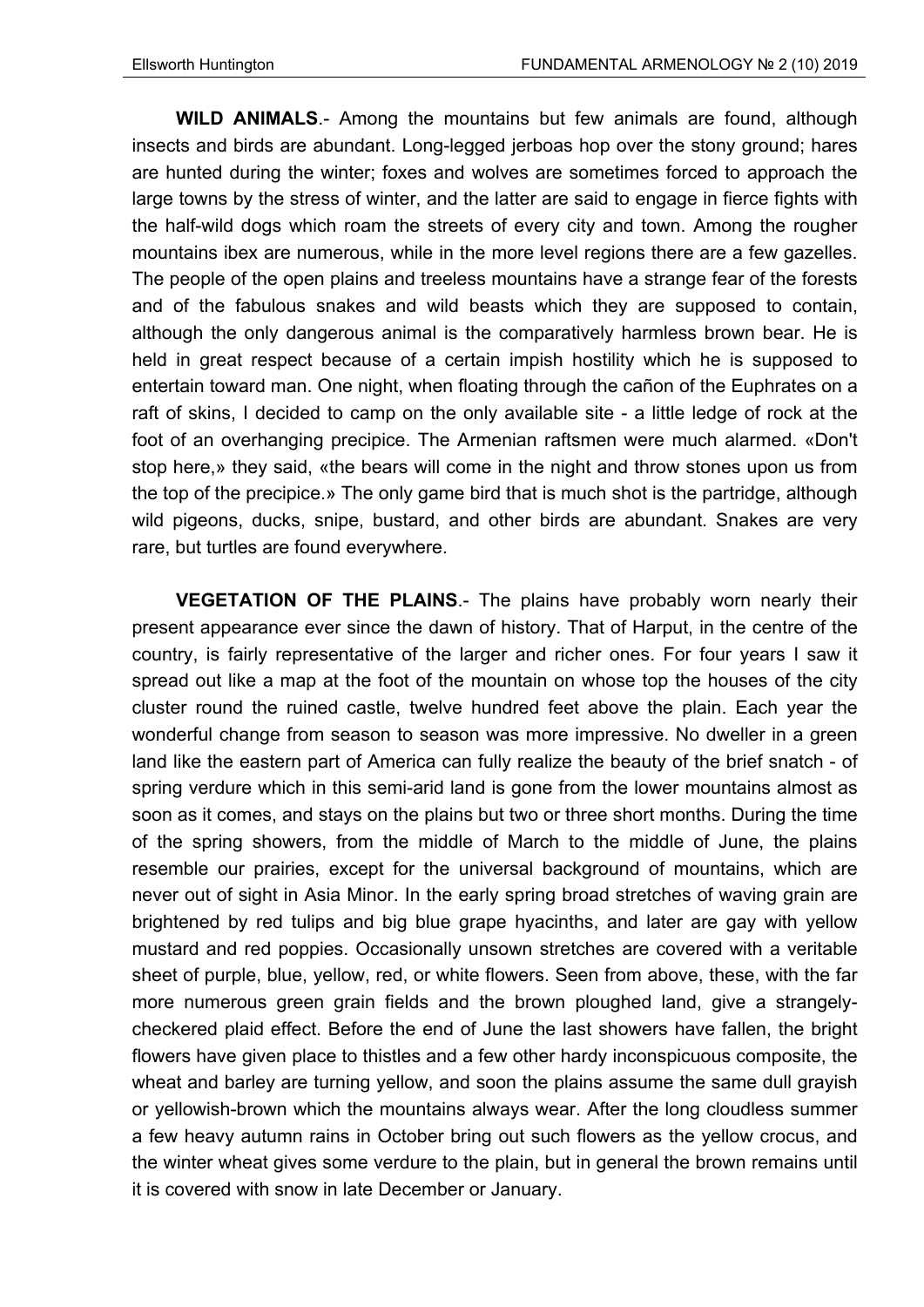**WILD ANIMALS**.- Among the mountains but few animals are found, although insects and birds are abundant. Long-legged jerboas hop over the stony ground; hares are hunted during the winter; foxes and wolves are sometimes forced to approach the large towns by the stress of winter, and the latter are said to engage in fierce fights with the half-wild dogs which roam the streets of every city and town. Among the rougher mountains ibex are numerous, while in the more level regions there are a few gazelles. The people of the open plains and treeless mountains have a strange fear of the forests and of the fabulous snakes and wild beasts which they are supposed to contain, although the only dangerous animal is the comparatively harmless brown bear. He is held in great respect because of a certain impish hostility which he is supposed to entertain toward man. One night, when floating through the cañon of the Euphrates on a raft of skins, I decided to camp on the only available site - a little ledge of rock at the foot of an overhanging precipice. The Armenian raftsmen were much alarmed. «Don't stop here,» they said, «the bears will come in the night and throw stones upon us from the top of the precipice.» The only game bird that is much shot is the partridge, although wild pigeons, ducks, snipe, bustard, and other birds are abundant. Snakes are very rare, but turtles are found everywhere.

**VEGETATION OF THE PLAINS**.- The plains have probably worn nearly their present appearance ever since the dawn of history. That of Harput, in the centre of the country, is fairly representative of the larger and richer ones. For four years I saw it spread out like a map at the foot of the mountain on whose top the houses of the city cluster round the ruined castle, twelve hundred feet above the plain. Each year the wonderful change from season to season was more impressive. No dweller in a green land like the eastern part of America can fully realize the beauty of the brief snatch - of spring verdure which in this semi-arid land is gone from the lower mountains almost as soon as it comes, and stays on the plains but two or three short months. During the time of the spring showers, from the middle of March to the middle of June, the plains resemble our prairies, except for the universal background of mountains, which are never out of sight in Asia Minor. In the early spring broad stretches of waving grain are brightened by red tulips and big blue grape hyacinths, and later are gay with yellow mustard and red poppies. Occasionally unsown stretches are covered with a veritable sheet of purple, blue, yellow, red, or white flowers. Seen from above, these, with the far more numerous green grain fields and the brown ploughed land, give a strangely-checkered plaid effect. Before the end of June the last showers have fallen, the bright flowers have given place to thistles and a few other hardy inconspicuous composite, the wheat and barley are turning yellow, and soon the plains assume the same dull grayish or yellowish-brown which the mountains always wear. After the long cloudless summer a few heavy autumn rains in October bring out such flowers as the yellow crocus, and the winter wheat gives some verdure to the plain, but in general the brown remains until it is covered with snow in late December or January.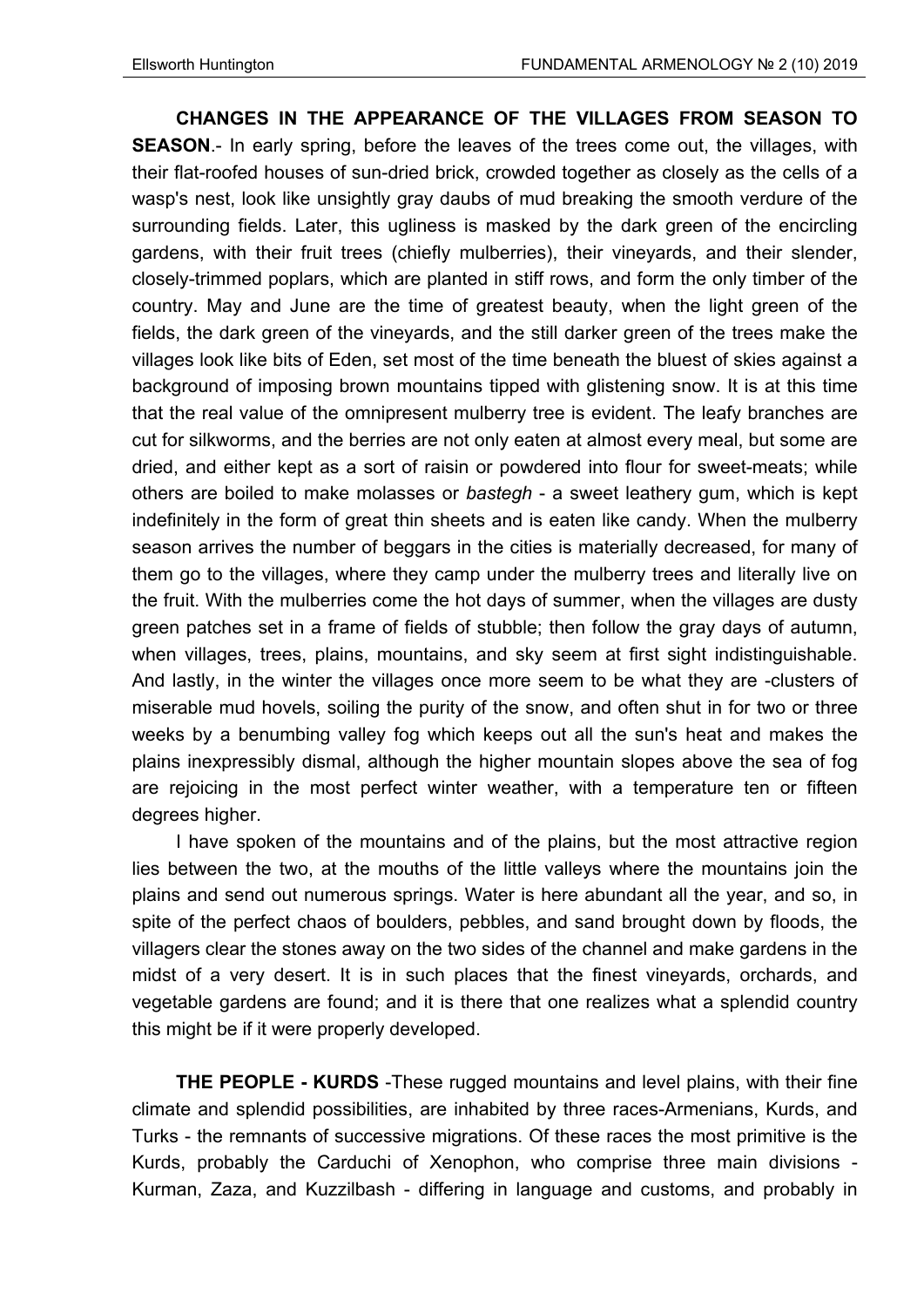**CHANGES IN THE APPEARANCE OF THE VILLAGES FROM SEASON TO SEASON**.- In early spring, before the leaves of the trees come out, the villages, with their flat-roofed houses of sun-dried brick, crowded together as closely as the cells of a wasp's nest, look like unsightly gray daubs of mud breaking the smooth verdure of the surrounding fields. Later, this ugliness is masked by the dark green of the encircling gardens, with their fruit trees (chiefly mulberries), their vineyards, and their slender, closely-trimmed poplars, which are planted in stiff rows, and form the only timber of the country. May and June are the time of greatest beauty, when the light green of the fields, the dark green of the vineyards, and the still darker green of the trees make the villages look like bits of Eden, set most of the time beneath the bluest of skies against a background of imposing brown mountains tipped with glistening snow. It is at this time that the real value of the omnipresent mulberry tree is evident. The leafy branches are cut for silkworms, and the berries are not only eaten at almost every meal, but some are dried, and either kept as a sort of raisin or powdered into flour for sweet-meats; while others are boiled to make molasses or *bastegh* - a sweet leathery gum, which is kept indefinitely in the form of great thin sheets and is eaten like candy. When the mulberry season arrives the number of beggars in the cities is materially decreased, for many of them go to the villages, where they camp under the mulberry trees and literally live on the fruit. With the mulberries come the hot days of summer, when the villages are dusty green patches set in a frame of fields of stubble; then follow the gray days of autumn, when villages, trees, plains, mountains, and sky seem at first sight indistinguishable. And lastly, in the winter the villages once more seem to be what they are -clusters of miserable mud hovels, soiling the purity of the snow, and often shut in for two or three weeks by a benumbing valley fog which keeps out all the sun's heat and makes the plains inexpressibly dismal, although the higher mountain slopes above the sea of fog are rejoicing in the most perfect winter weather, with a temperature ten or fifteen degrees higher.

I have spoken of the mountains and of the plains, but the most attractive region lies between the two, at the mouths of the little valleys where the mountains join the plains and send out numerous springs. Water is here abundant all the year, and so, in spite of the perfect chaos of boulders, pebbles, and sand brought down by floods, the villagers clear the stones away on the two sides of the channel and make gardens in the midst of a very desert. It is in such places that the finest vineyards, orchards, and vegetable gardens are found; and it is there that one realizes what a splendid country this might be if it were properly developed.

**THE PEOPLE - KURDS** -These rugged mountains and level plains, with their fine climate and splendid possibilities, are inhabited by three races-Armenians, Kurds, and Turks - the remnants of successive migrations. Of these races the most primitive is the Kurds, probably the Carduchi of Xenophon, who comprise three main divisions - Kurman, Zaza, and Kuzzilbash - differing in language and customs, and probably in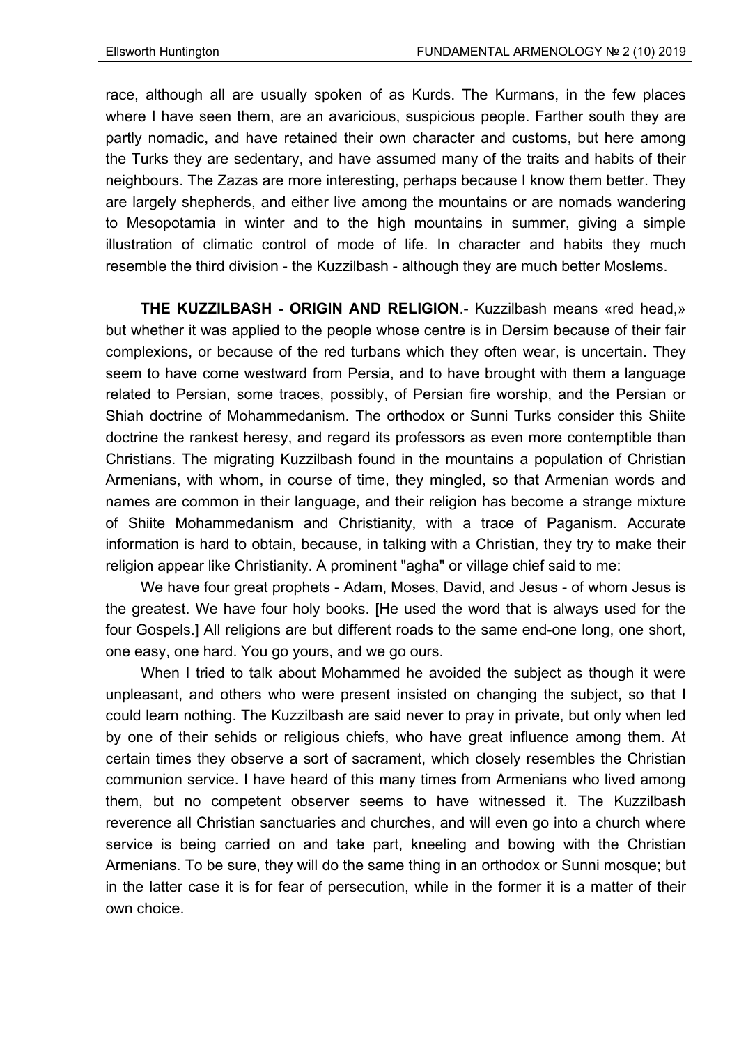race, although all are usually spoken of as Kurds. The Kurmans, in the few places where I have seen them, are an avaricious, suspicious people. Farther south they are partly nomadic, and have retained their own character and customs, but here among the Turks they are sedentary, and have assumed many of the traits and habits of their neighbours. The Zazas are more interesting, perhaps because I know them better. They are largely shepherds, and either live among the mountains or are nomads wandering to Mesopotamia in winter and to the high mountains in summer, giving a simple illustration of climatic control of mode of life. In character and habits they much resemble the third division - the Kuzzilbash - although they are much better Moslems.

**THE KUZZILBASH - ORIGIN AND RELIGION**.- Kuzzilbash means «red head,» but whether it was applied to the people whose centre is in Dersim because of their fair complexions, or because of the red turbans which they often wear, is uncertain. They seem to have come westward from Persia, and to have brought with them a language related to Persian, some traces, possibly, of Persian fire worship, and the Persian or Shiah doctrine of Mohammedanism. The orthodox or Sunni Turks consider this Shiite doctrine the rankest heresy, and regard its professors as even more contemptible than Christians. The migrating Kuzzilbash found in the mountains a population of Christian Armenians, with whom, in course of time, they mingled, so that Armenian words and names are common in their language, and their religion has become a strange mixture of Shiite Mohammedanism and Christianity, with a trace of Paganism. Accurate information is hard to obtain, because, in talking with a Christian, they try to make their religion appear like Christianity. A prominent "agha" or village chief said to me:

We have four great prophets - Adam, Moses, David, and Jesus - of whom Jesus is the greatest. We have four holy books. [He used the word that is always used for the four Gospels.] All religions are but different roads to the same end-one long, one short, one easy, one hard. You go yours, and we go ours.

When I tried to talk about Mohammed he avoided the subject as though it were unpleasant, and others who were present insisted on changing the subject, so that I could learn nothing. The Kuzzilbash are said never to pray in private, but only when led by one of their sehids or religious chiefs, who have great influence among them. At certain times they observe a sort of sacrament, which closely resembles the Christian communion service. I have heard of this many times from Armenians who lived among them, but no competent observer seems to have witnessed it. The Kuzzilbash reverence all Christian sanctuaries and churches, and will even go into a church where service is being carried on and take part, kneeling and bowing with the Christian Armenians. To be sure, they will do the same thing in an orthodox or Sunni mosque; but in the latter case it is for fear of persecution, while in the former it is a matter of their own choice.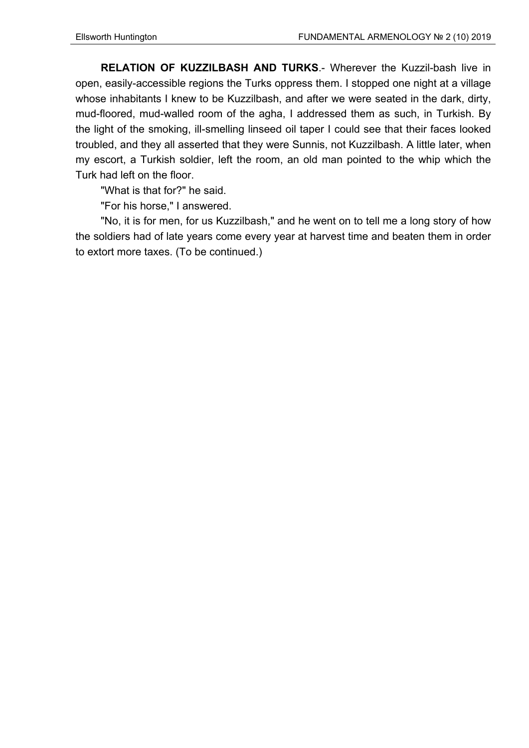**RELATION OF KUZZILBASH AND TURKS**.- Wherever the Kuzzil-bash live in open, easily-accessible regions the Turks oppress them. I stopped one night at a village whose inhabitants I knew to be Kuzzilbash, and after we were seated in the dark, dirty, mud-floored, mud-walled room of the agha, I addressed them as such, in Turkish. By the light of the smoking, ill-smelling linseed oil taper I could see that their faces looked troubled, and they all asserted that they were Sunnis, not Kuzzilbash. A little later, when my escort, a Turkish soldier, left the room, an old man pointed to the whip which the Turk had left on the floor.

"What is that for?" he said.

"For his horse," I answered.

"No, it is for men, for us Kuzzilbash," and he went on to tell me a long story of how the soldiers had of late years come every year at harvest time and beaten them in order to extort more taxes. (To be continued.)